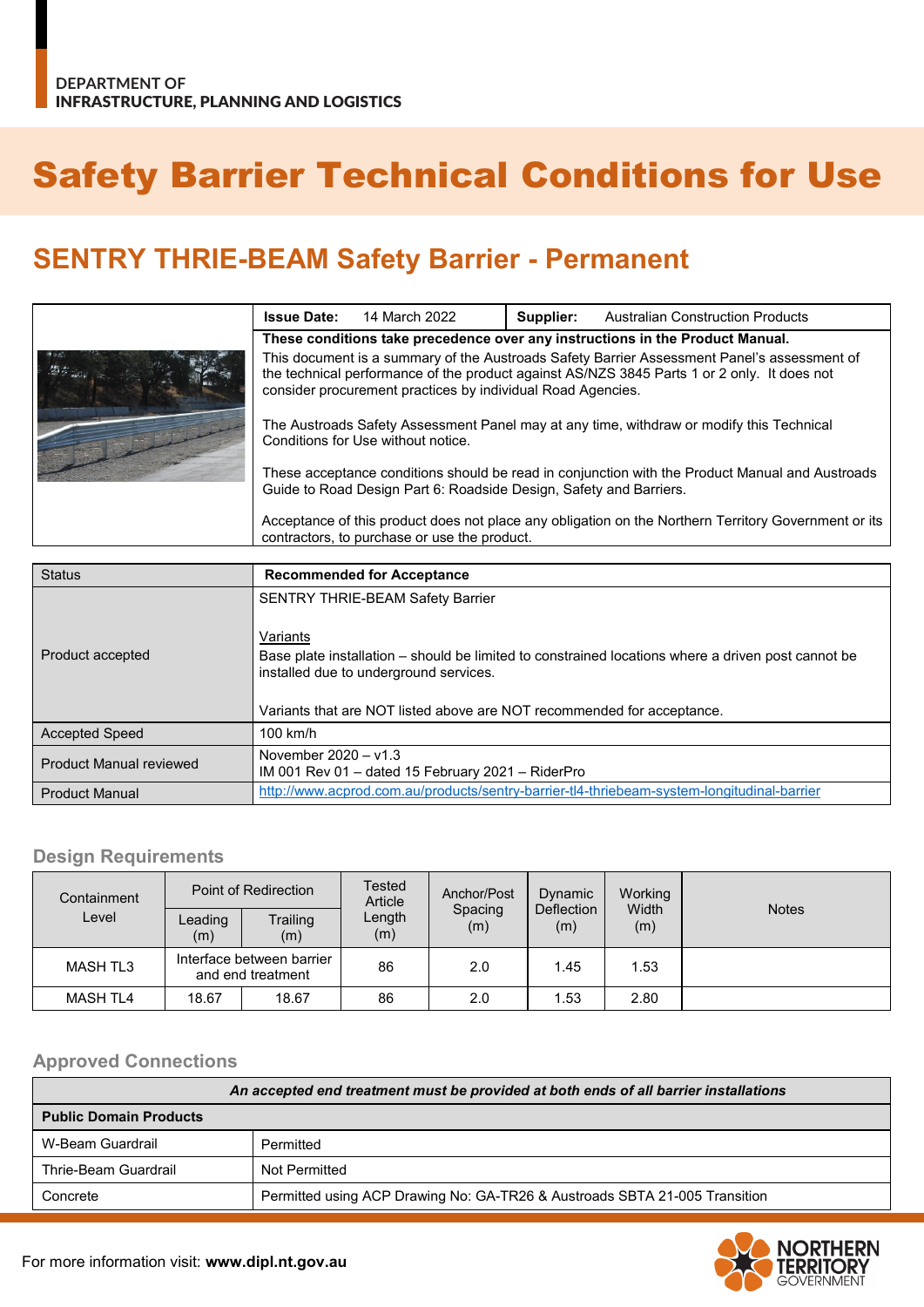DEPARTMENT OF
INFRASTRUCTURE, PLANNING AND LOGISTICS

# Safety Barrier Technical Conditions for Use

## SENTRY THRIE-BEAM Safety Barrier - Permanent

| **Issue Date:** 14 March 2022 | **Supplier:** Australian Construction Products |
|---|---|

**These conditions take precedence over any instructions in the Product Manual.**

This document is a summary of the Austroads Safety Barrier Assessment Panel's assessment of the technical performance of the product against AS/NZS 3845 Parts 1 or 2 only. It does not consider procurement practices by individual Road Agencies.

The Austroads Safety Assessment Panel may at any time, withdraw or modify this Technical Conditions for Use without notice.

These acceptance conditions should be read in conjunction with the Product Manual and Austroads Guide to Road Design Part 6: Roadside Design, Safety and Barriers.

Acceptance of this product does not place any obligation on the Northern Territory Government or its contractors, to purchase or use the product.

| Status | **Recommended for Acceptance** |
|---|---|
| Product accepted | SENTRY THRIE-BEAM Safety Barrier<br><br>Variants<br>Base plate installation – should be limited to constrained locations where a driven post cannot be installed due to underground services.<br><br>Variants that are NOT listed above are NOT recommended for acceptance. |
| Accepted Speed | 100 km/h |
| Product Manual reviewed | November 2020 – v1.3<br>IM 001 Rev 01 – dated 15 February 2021 – RiderPro |
| Product Manual | http://www.acprod.com.au/products/sentry-barrier-tl4-thriebeam-system-longitudinal-barrier |

### Design Requirements

| Containment Level | Point of Redirection | | Tested Article Length (m) | Anchor/Post Spacing (m) | Dynamic Deflection (m) | Working Width (m) | Notes |
|---|---|---|---|---|---|---|---|
| | Leading (m) | Trailing (m) | | | | | |
| MASH TL3 | Interface between barrier and end treatment | | 86 | 2.0 | 1.45 | 1.53 | |
| MASH TL4 | 18.67 | 18.67 | 86 | 2.0 | 1.53 | 2.80 | |

### Approved Connections

| ***An accepted end treatment must be provided at both ends of all barrier installations*** | |
|---|---|
| **Public Domain Products** | |
| W-Beam Guardrail | Permitted |
| Thrie-Beam Guardrail | Not Permitted |
| Concrete | Permitted using ACP Drawing No: GA-TR26 & Austroads SBTA 21-005 Transition |

For more information visit: **www.dipl.nt.gov.au**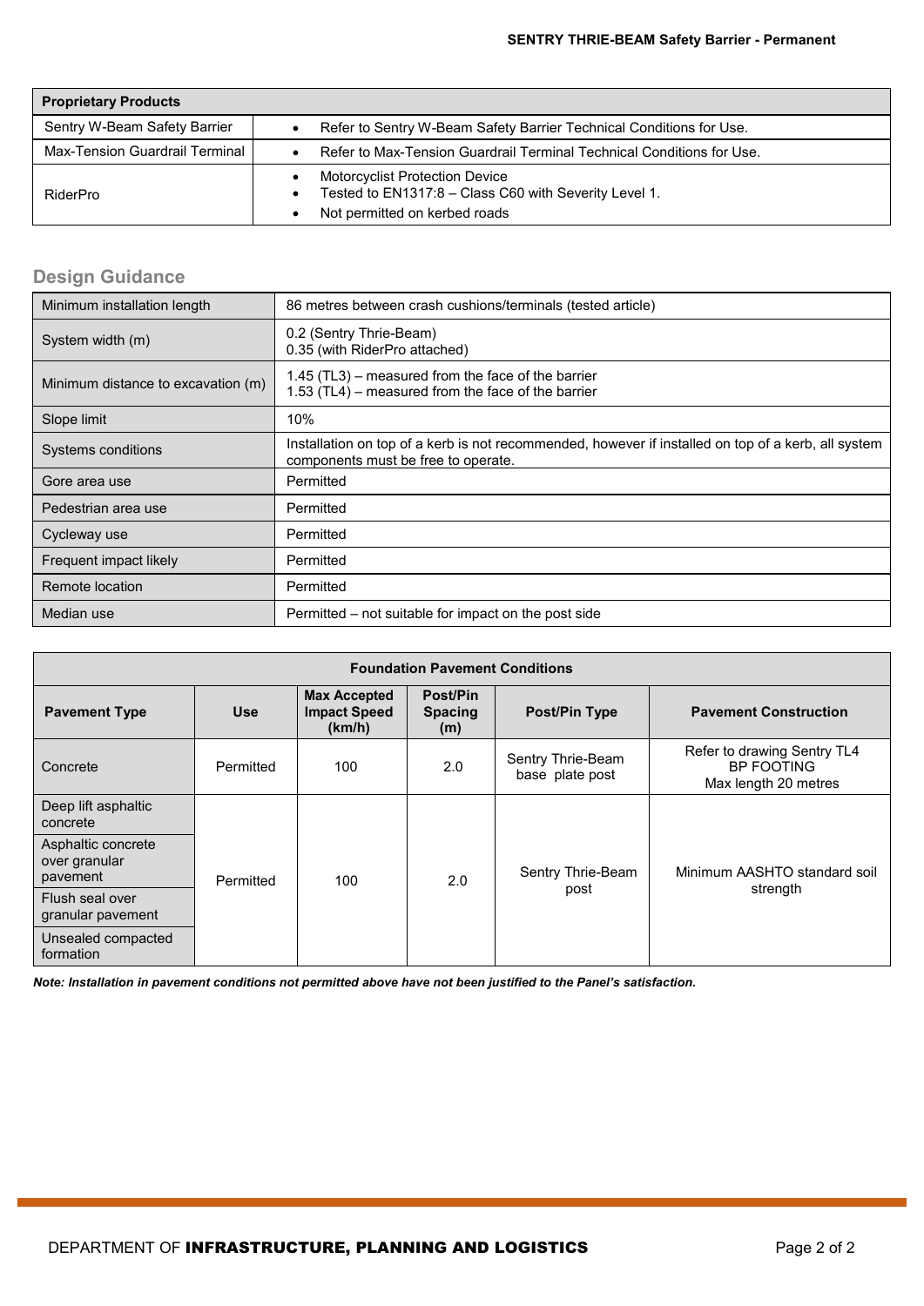| Proprietary Products | |
|---|---|
| Sentry W-Beam Safety Barrier | • Refer to Sentry W-Beam Safety Barrier Technical Conditions for Use. |
| Max-Tension Guardrail Terminal | • Refer to Max-Tension Guardrail Terminal Technical Conditions for Use. |
| RiderPro | • Motorcyclist Protection Device<br>• Tested to EN1317:8 – Class C60 with Severity Level 1.<br>• Not permitted on kerbed roads |

## Design Guidance

| | |
|---|---|
| Minimum installation length | 86 metres between crash cushions/terminals (tested article) |
| System width (m) | 0.2 (Sentry Thrie-Beam)<br>0.35 (with RiderPro attached) |
| Minimum distance to excavation (m) | 1.45 (TL3) – measured from the face of the barrier<br>1.53 (TL4) – measured from the face of the barrier |
| Slope limit | 10% |
| Systems conditions | Installation on top of a kerb is not recommended, however if installed on top of a kerb, all system components must be free to operate. |
| Gore area use | Permitted |
| Pedestrian area use | Permitted |
| Cycleway use | Permitted |
| Frequent impact likely | Permitted |
| Remote location | Permitted |
| Median use | Permitted – not suitable for impact on the post side |

| Foundation Pavement Conditions | | | | | |
|---|---|---|---|---|---|
| **Pavement Type** | **Use** | **Max Accepted Impact Speed (km/h)** | **Post/Pin Spacing (m)** | **Post/Pin Type** | **Pavement Construction** |
| Concrete | Permitted | 100 | 2.0 | Sentry Thrie-Beam base plate post | Refer to drawing Sentry TL4 BP FOOTING Max length 20 metres |
| Deep lift asphaltic concrete | Permitted | 100 | 2.0 | Sentry Thrie-Beam post | Minimum AASHTO standard soil strength |
| Asphaltic concrete over granular pavement | | | | | |
| Flush seal over granular pavement | | | | | |
| Unsealed compacted formation | | | | | |

***Note: Installation in pavement conditions not permitted above have not been justified to the Panel's satisfaction.***